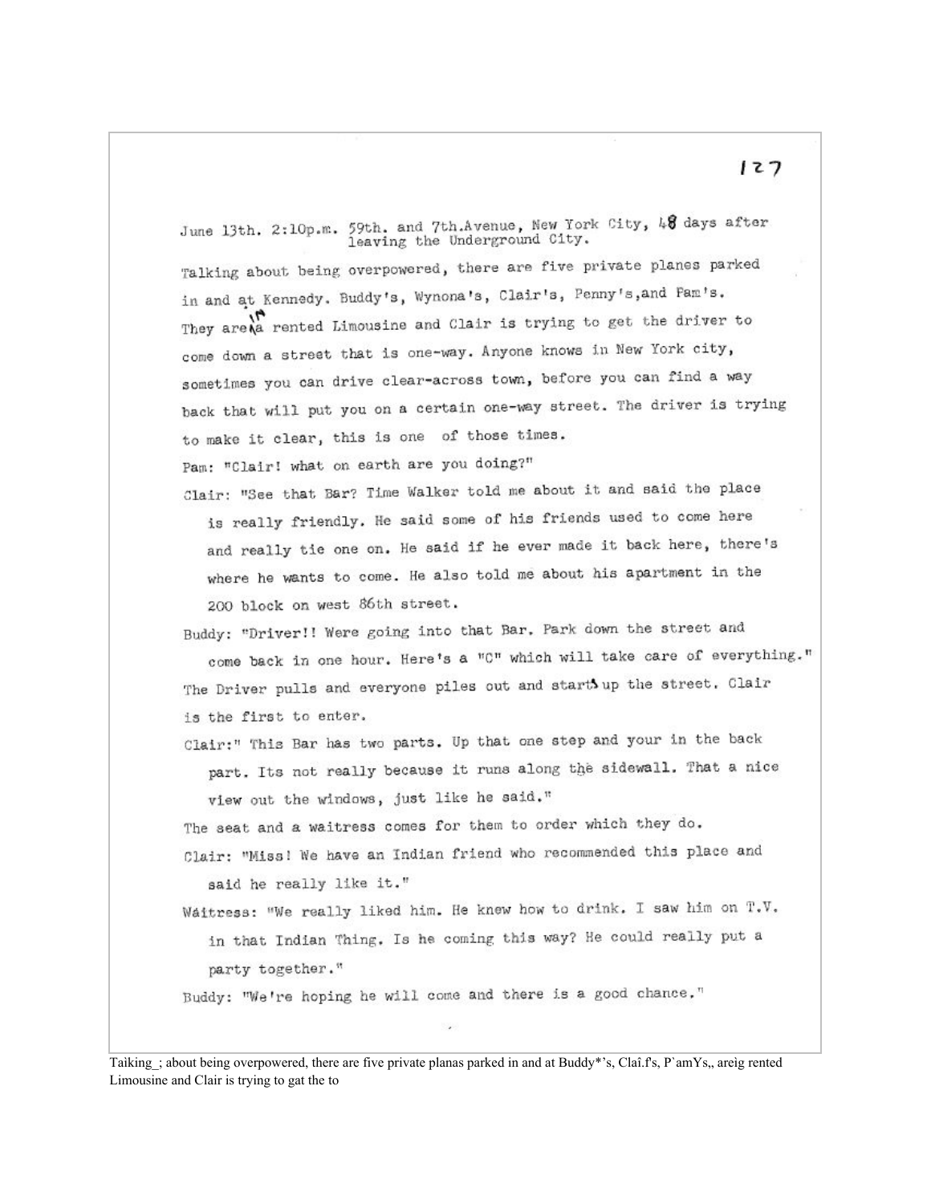June 13th. 2:10p.m. 59th. and 7th.Avenue, New York City, 48 days after leaving the Underground City.

Talking about being overpowered, there are five private planes parked in and at Kennedy. Buddy's, Wynona's, Clair's, Penny's,and Pam's. They are in a rented Limousine and Clair is trying to get the driver to come down a street that is one-way. Anyone knows in New York city, sometimes you can drive clear-across town, before you can find a way back that will put you on a certain one-way street. The driver is trying to make it clear, this is one of those times.

Pam: "Clair! what on earth are you doing?"

Clair: "See that Bar? Time Walker told me about it and said the place is really friendly. He said some of his friends used to come here and really tie one on. He said if he ever made it back here, there's where he wants to come. He also told me about his apartment in the 200 block on west 86th street.

Buddy: "Driver!! Were going into that Bar. Park down the street and come back in one hour. Here's a "C" which will take care of everything."

The Driver pulls and everyone piles out and starts up the street. Clair is the first to enter.

Clair:" This Bar has two parts. Up that one step and your in the back part. Its not really because it runs along the sidewall. That a nice view out the windows, just like he said."

The seat and a waitress comes for them to order which they do.

Clair: "Miss! We have an Indian friend who recommended this place and said he really like it."

Waitress: "We really liked him. He knew how to drink. I saw him on T.V. in that Indian Thing. Is he coming this way? He could really put a party together."

Buddy: "We're hoping he will come and there is a good chance."

Taiking_; about being overpowered, there are five private planas parked in and at Buddy*'s, Claî.f's, P`amYs,, areig rented Limousine and Clair is trying to gat the to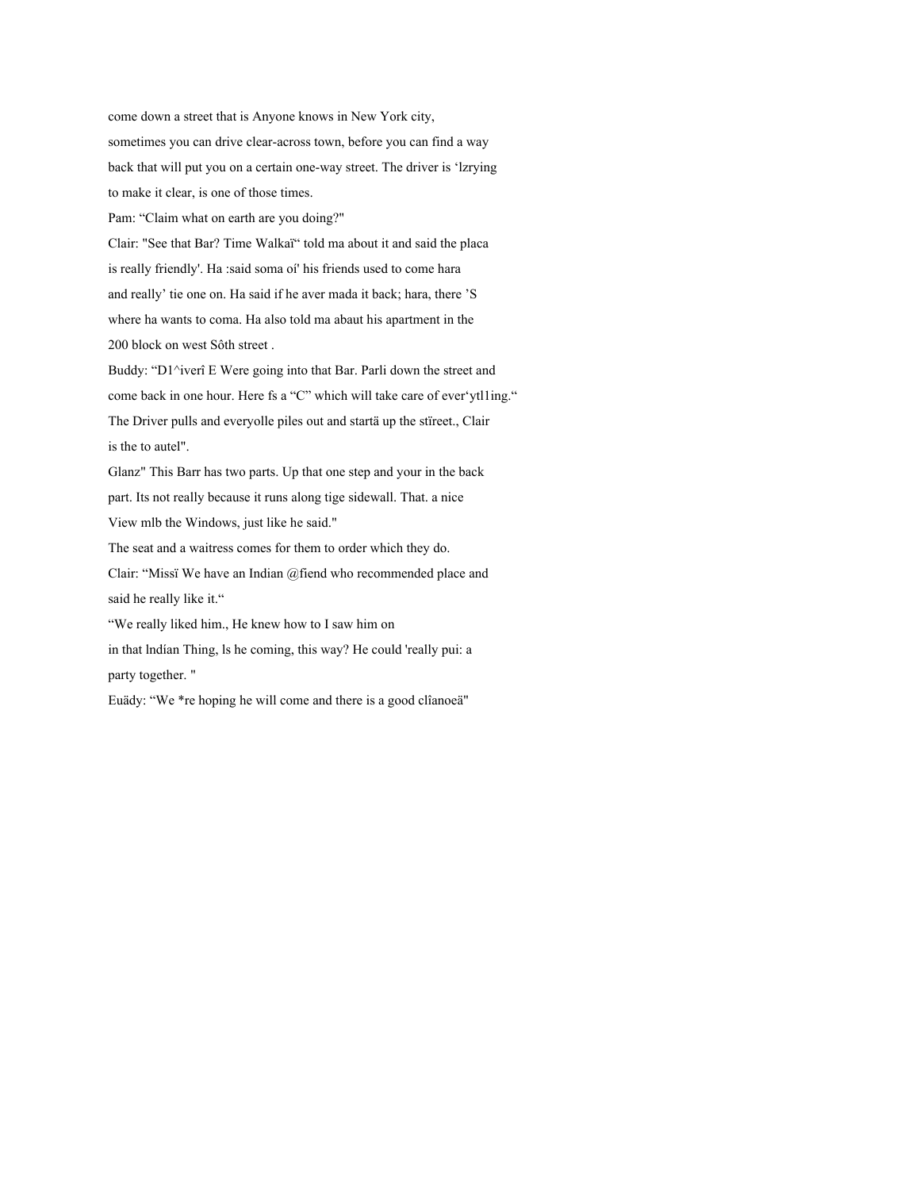come down a street that is Anyone knows in New York city, sometimes you can drive clear-across town, before you can find a way back that will put you on a certain one-way street. The driver is ‘lzrying to make it clear, is one of those times.

Pam: “Claim what on earth are you doing?"

Clair: "See that Bar? Time Walkaĭ“ told ma about it and said the placa is really friendly'. Ha :said soma oí' his friends used to come hara and really’ tie one on. Ha said if he aver mada it back; hara, there ’S where ha wants to coma. Ha also told ma abaut his apartment in the 200 block on west Sôth street .

Buddy: “D1^iverî E Were going into that Bar. Parli down the street and come back in one hour. Here fs a “C” which will take care of ever‘ytl1ing.“

The Driver pulls and everyolle piles out and startä up the stïreet., Clair is the to autel".

Glanz" This Barr has two parts. Up that one step and your in the back part. Its not really because it runs along tige sidewall. That. a nice View mlb the Windows, just like he said."

The seat and a waitress comes for them to order which they do.

Clair: “Missï We have an Indian @fiend who recommended place and said he really like it.“

“We really liked him., He knew how to I saw him on in that lndían Thing, ls he coming, this way? He could 'really pui: a party together. "

Euädy: “We *re hoping he will come and there is a good clîanoeä"